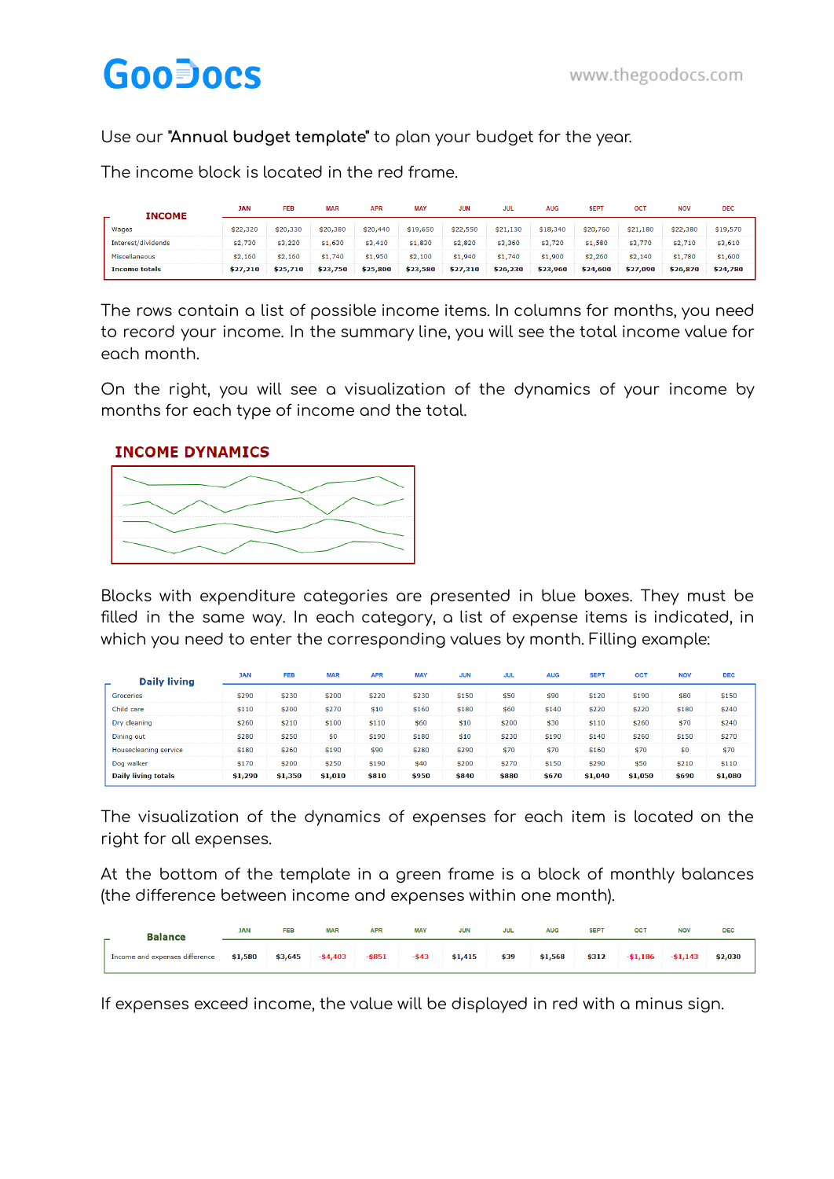# GooDocs

www.thegoodocs.com

Use our **"Annual budget template"** to plan your budget for the year.

The income block is located in the red frame.

| INCOME | JAN | FEB | MAR | APR | MAY | JUN | JUL | AUG | SEPT | OCT | NOV | DEC |
|---|---|---|---|---|---|---|---|---|---|---|---|---|
| Wages | $22,320 | $20,330 | $20,380 | $20,440 | $19,650 | $22,550 | $21,130 | $18,340 | $20,760 | $21,180 | $22,380 | $19,570 |
| Interest/dividends | $2,730 | $3,220 | $1,630 | $3,410 | $1,830 | $2,820 | $3,360 | $3,720 | $1,580 | $3,770 | $2,710 | $3,610 |
| Miscellaneous | $2,160 | $2,160 | $1,740 | $1,950 | $2,100 | $1,940 | $1,740 | $1,900 | $2,260 | $2,140 | $1,780 | $1,600 |
| **Income totals** | **$27,210** | **$25,710** | **$23,750** | **$25,800** | **$23,580** | **$27,310** | **$26,230** | **$23,960** | **$24,600** | **$27,090** | **$26,870** | **$24,780** |

The rows contain a list of possible income items. In columns for months, you need to record your income. In the summary line, you will see the total income value for each month.

On the right, you will see a visualization of the dynamics of your income by months for each type of income and the total.

**INCOME DYNAMICS**

Blocks with expenditure categories are presented in blue boxes. They must be filled in the same way. In each category, a list of expense items is indicated, in which you need to enter the corresponding values by month. Filling example:

| Daily living | JAN | FEB | MAR | APR | MAY | JUN | JUL | AUG | SEPT | OCT | NOV | DEC |
|---|---|---|---|---|---|---|---|---|---|---|---|---|
| Groceries | $290 | $230 | $200 | $220 | $230 | $150 | $50 | $90 | $120 | $190 | $80 | $150 |
| Child care | $110 | $200 | $270 | $10 | $160 | $180 | $60 | $140 | $220 | $220 | $180 | $240 |
| Dry cleaning | $260 | $210 | $100 | $110 | $60 | $10 | $200 | $30 | $110 | $260 | $70 | $240 |
| Dining out | $280 | $250 | $0 | $190 | $180 | $10 | $230 | $190 | $140 | $260 | $150 | $270 |
| Housecleaning service | $180 | $260 | $190 | $90 | $280 | $290 | $70 | $70 | $160 | $70 | $0 | $70 |
| Dog walker | $170 | $200 | $250 | $190 | $40 | $200 | $270 | $150 | $290 | $50 | $210 | $110 |
| **Daily living totals** | **$1,290** | **$1,350** | **$1,010** | **$810** | **$950** | **$840** | **$880** | **$670** | **$1,040** | **$1,050** | **$690** | **$1,080** |

The visualization of the dynamics of expenses for each item is located on the right for all expenses.

At the bottom of the template in a green frame is a block of monthly balances (the difference between income and expenses within one month).

| Balance | JAN | FEB | MAR | APR | MAY | JUN | JUL | AUG | SEPT | OCT | NOV | DEC |
|---|---|---|---|---|---|---|---|---|---|---|---|---|
| Income and expenses difference | **$1,580** | **$3,645** | **-$4,403** | **-$851** | **-$43** | **$1,415** | **$39** | **$1,568** | **$312** | **-$1,186** | **-$1,143** | **$2,030** |

If expenses exceed income, the value will be displayed in red with a minus sign.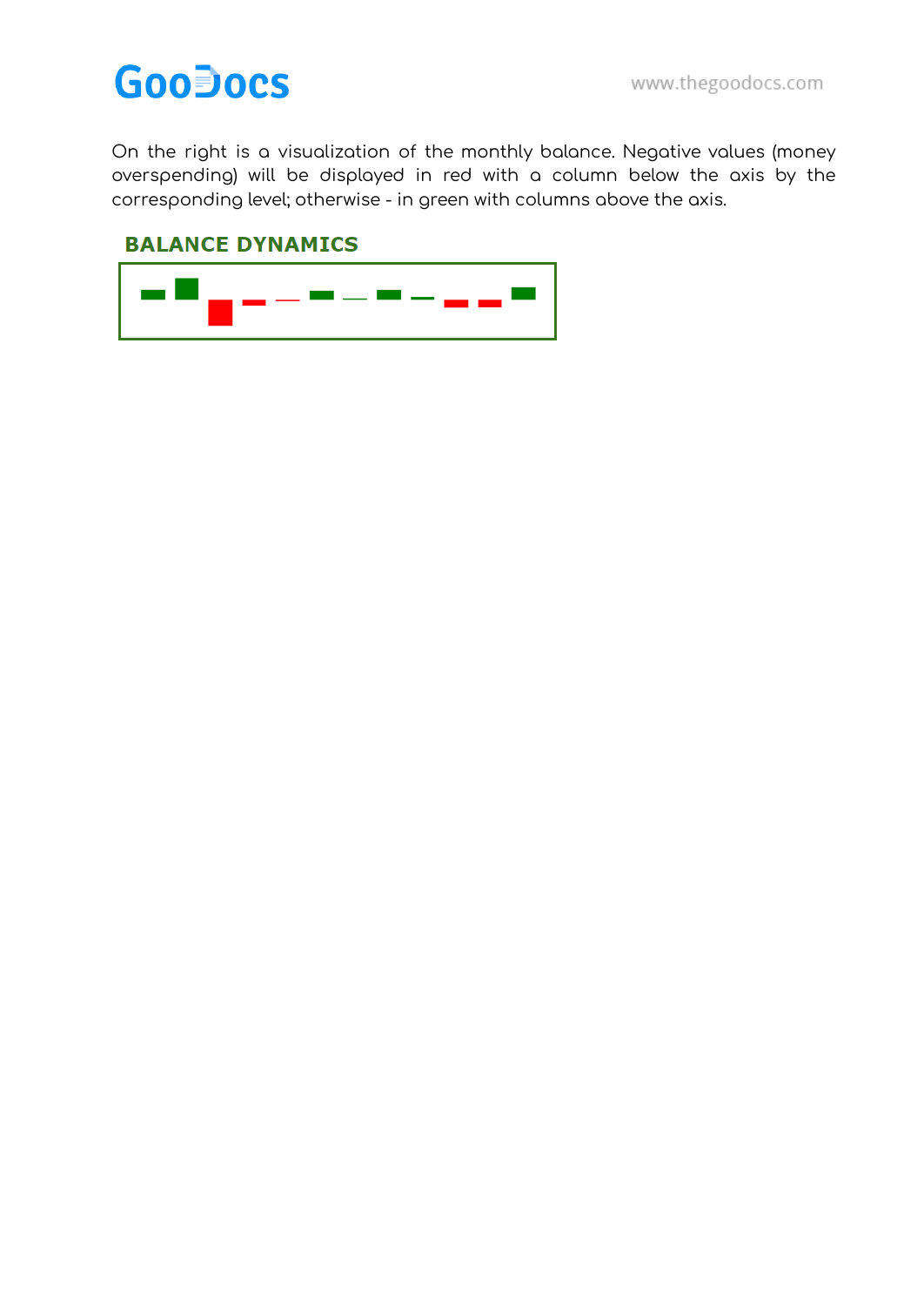On the right is a visualization of the monthly balance. Negative values (money overspending) will be displayed in red with a column below the axis by the corresponding level; otherwise - in green with columns above the axis.

**BALANCE DYNAMICS**